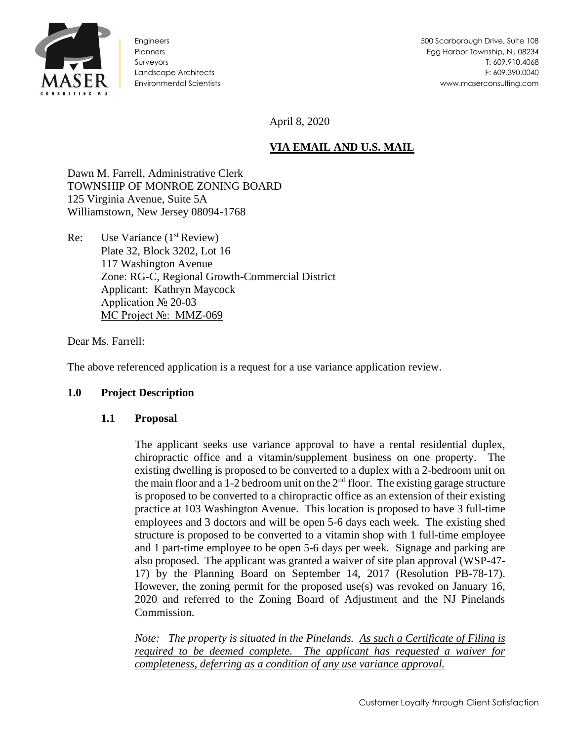Engineers
Planners
Surveyors
Landscape Architects
Environmental Scientists

500 Scarborough Drive, Suite 108
Egg Harbor Township, NJ 08234
T: 609.910.4068
F: 609.390.0040
www.maserconsulting.com

April 8, 2020

**VIA EMAIL AND U.S. MAIL**

Dawn M. Farrell, Administrative Clerk
TOWNSHIP OF MONROE ZONING BOARD
125 Virginia Avenue, Suite 5A
Williamstown, New Jersey 08094-1768

Re: Use Variance (1st Review)
Plate 32, Block 3202, Lot 16
117 Washington Avenue
Zone: RG-C, Regional Growth-Commercial District
Applicant: Kathryn Maycock
Application № 20-03
MC Project №: MMZ-069

Dear Ms. Farrell:

The above referenced application is a request for a use variance application review.

## 1.0 Project Description

### 1.1 Proposal

The applicant seeks use variance approval to have a rental residential duplex, chiropractic office and a vitamin/supplement business on one property. The existing dwelling is proposed to be converted to a duplex with a 2-bedroom unit on the main floor and a 1-2 bedroom unit on the 2nd floor. The existing garage structure is proposed to be converted to a chiropractic office as an extension of their existing practice at 103 Washington Avenue. This location is proposed to have 3 full-time employees and 3 doctors and will be open 5-6 days each week. The existing shed structure is proposed to be converted to a vitamin shop with 1 full-time employee and 1 part-time employee to be open 5-6 days per week. Signage and parking are also proposed. The applicant was granted a waiver of site plan approval (WSP-47-17) by the Planning Board on September 14, 2017 (Resolution PB-78-17). However, the zoning permit for the proposed use(s) was revoked on January 16, 2020 and referred to the Zoning Board of Adjustment and the NJ Pinelands Commission.

*Note: The property is situated in the Pinelands. As such a Certificate of Filing is required to be deemed complete. The applicant has requested a waiver for completeness, deferring as a condition of any use variance approval.*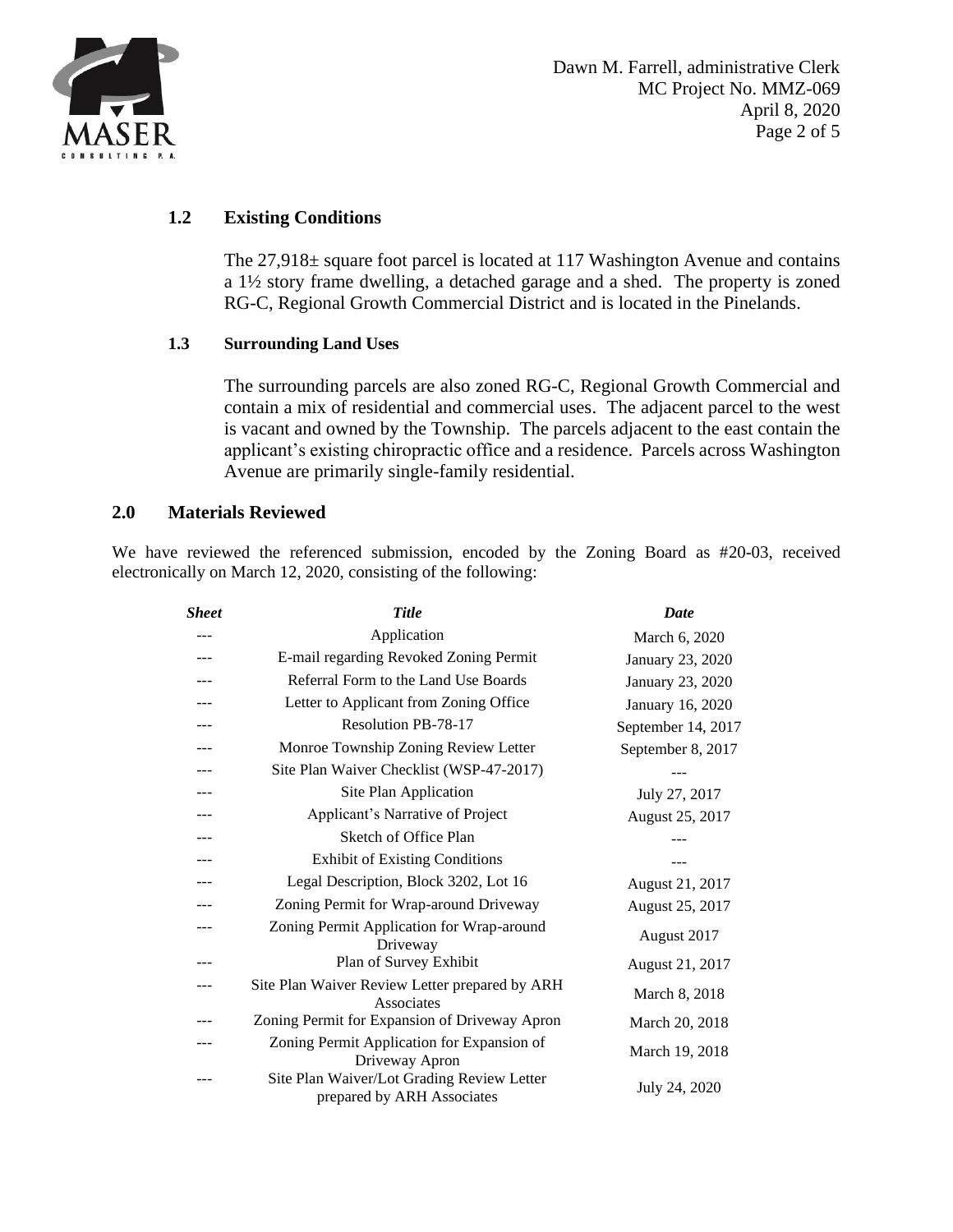### 1.2 Existing Conditions

The 27,918± square foot parcel is located at 117 Washington Avenue and contains a 1½ story frame dwelling, a detached garage and a shed. The property is zoned RG-C, Regional Growth Commercial District and is located in the Pinelands.

#### 1.3 Surrounding Land Uses

The surrounding parcels are also zoned RG-C, Regional Growth Commercial and contain a mix of residential and commercial uses. The adjacent parcel to the west is vacant and owned by the Township. The parcels adjacent to the east contain the applicant's existing chiropractic office and a residence. Parcels across Washington Avenue are primarily single-family residential.

## 2.0 Materials Reviewed

We have reviewed the referenced submission, encoded by the Zoning Board as #20-03, received electronically on March 12, 2020, consisting of the following:

| *Sheet* | *Title* | *Date* |
|---|---|---|
| --- | Application | March 6, 2020 |
| --- | E-mail regarding Revoked Zoning Permit | January 23, 2020 |
| --- | Referral Form to the Land Use Boards | January 23, 2020 |
| --- | Letter to Applicant from Zoning Office | January 16, 2020 |
| --- | Resolution PB-78-17 | September 14, 2017 |
| --- | Monroe Township Zoning Review Letter | September 8, 2017 |
| --- | Site Plan Waiver Checklist (WSP-47-2017) | --- |
| --- | Site Plan Application | July 27, 2017 |
| --- | Applicant's Narrative of Project | August 25, 2017 |
| --- | Sketch of Office Plan | --- |
| --- | Exhibit of Existing Conditions | --- |
| --- | Legal Description, Block 3202, Lot 16 | August 21, 2017 |
| --- | Zoning Permit for Wrap-around Driveway | August 25, 2017 |
| --- | Zoning Permit Application for Wrap-around Driveway | August 2017 |
| --- | Plan of Survey Exhibit | August 21, 2017 |
| --- | Site Plan Waiver Review Letter prepared by ARH Associates | March 8, 2018 |
| --- | Zoning Permit for Expansion of Driveway Apron | March 20, 2018 |
| --- | Zoning Permit Application for Expansion of Driveway Apron | March 19, 2018 |
| --- | Site Plan Waiver/Lot Grading Review Letter prepared by ARH Associates | July 24, 2020 |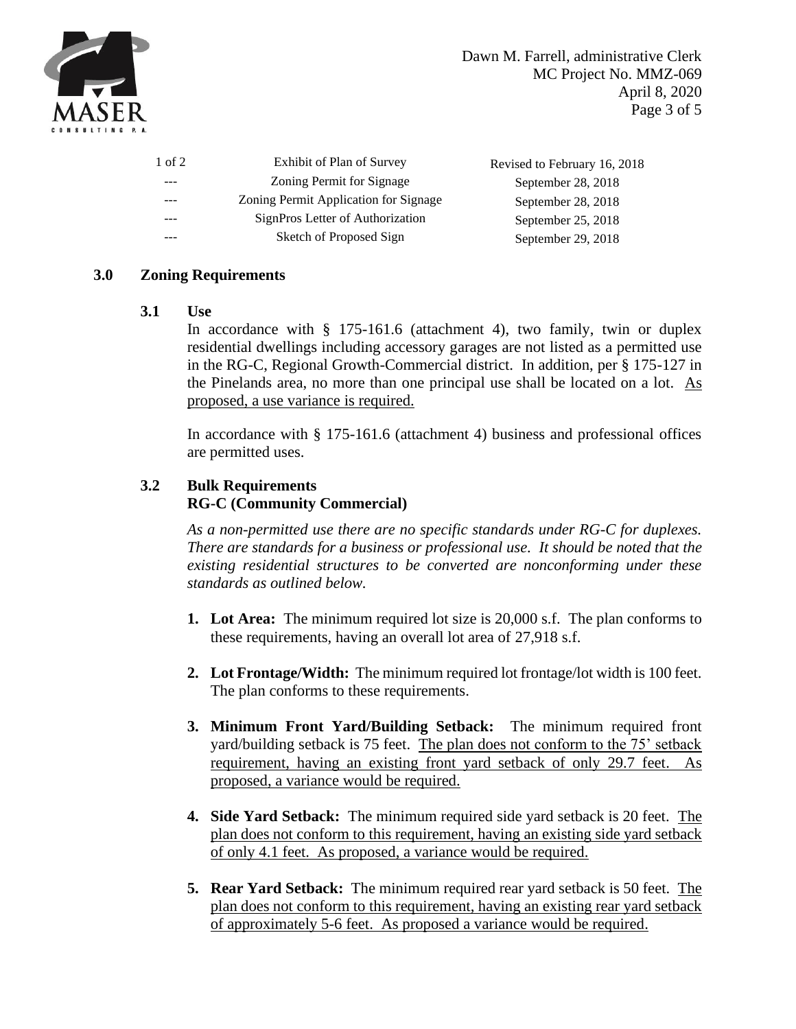| | | |
|---|---|---|
| 1 of 2 | Exhibit of Plan of Survey | Revised to February 16, 2018 |
| --- | Zoning Permit for Signage | September 28, 2018 |
| --- | Zoning Permit Application for Signage | September 28, 2018 |
| --- | SignPros Letter of Authorization | September 25, 2018 |
| --- | Sketch of Proposed Sign | September 29, 2018 |

## 3.0 Zoning Requirements

### 3.1 Use

In accordance with § 175-161.6 (attachment 4), two family, twin or duplex residential dwellings including accessory garages are not listed as a permitted use in the RG-C, Regional Growth-Commercial district. In addition, per § 175-127 in the Pinelands area, no more than one principal use shall be located on a lot. As proposed, a use variance is required.

In accordance with § 175-161.6 (attachment 4) business and professional offices are permitted uses.

### 3.2 Bulk Requirements
### RG-C (Community Commercial)

*As a non-permitted use there are no specific standards under RG-C for duplexes. There are standards for a business or professional use. It should be noted that the existing residential structures to be converted are nonconforming under these standards as outlined below.*

1. **Lot Area:** The minimum required lot size is 20,000 s.f. The plan conforms to these requirements, having an overall lot area of 27,918 s.f.

2. **Lot Frontage/Width:** The minimum required lot frontage/lot width is 100 feet. The plan conforms to these requirements.

3. **Minimum Front Yard/Building Setback:** The minimum required front yard/building setback is 75 feet. The plan does not conform to the 75' setback requirement, having an existing front yard setback of only 29.7 feet. As proposed, a variance would be required.

4. **Side Yard Setback:** The minimum required side yard setback is 20 feet. The plan does not conform to this requirement, having an existing side yard setback of only 4.1 feet. As proposed, a variance would be required.

5. **Rear Yard Setback:** The minimum required rear yard setback is 50 feet. The plan does not conform to this requirement, having an existing rear yard setback of approximately 5-6 feet. As proposed a variance would be required.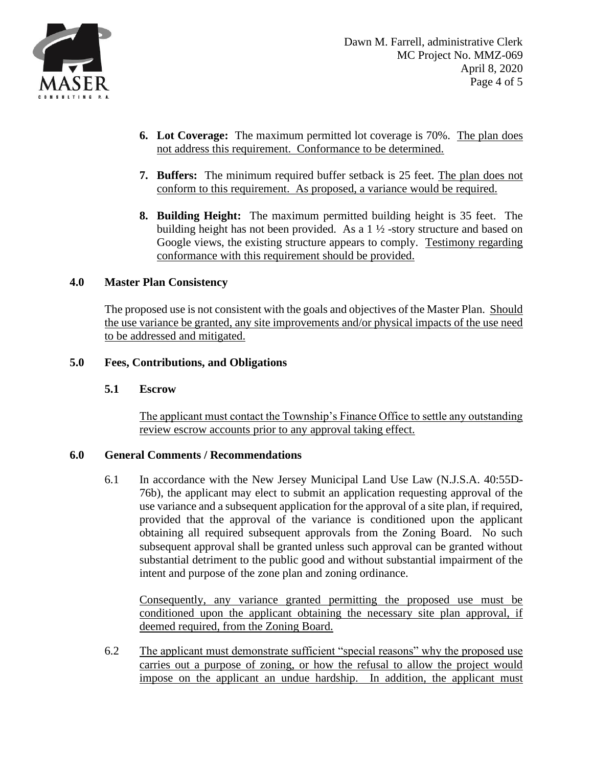6. **Lot Coverage:** The maximum permitted lot coverage is 70%. The plan does not address this requirement. Conformance to be determined.

7. **Buffers:** The minimum required buffer setback is 25 feet. The plan does not conform to this requirement. As proposed, a variance would be required.

8. **Building Height:** The maximum permitted building height is 35 feet. The building height has not been provided. As a 1 ½ -story structure and based on Google views, the existing structure appears to comply. Testimony regarding conformance with this requirement should be provided.

## 4.0 Master Plan Consistency

The proposed use is not consistent with the goals and objectives of the Master Plan. Should the use variance be granted, any site improvements and/or physical impacts of the use need to be addressed and mitigated.

## 5.0 Fees, Contributions, and Obligations

### 5.1 Escrow

The applicant must contact the Township's Finance Office to settle any outstanding review escrow accounts prior to any approval taking effect.

## 6.0 General Comments / Recommendations

6.1 In accordance with the New Jersey Municipal Land Use Law (N.J.S.A. 40:55D-76b), the applicant may elect to submit an application requesting approval of the use variance and a subsequent application for the approval of a site plan, if required, provided that the approval of the variance is conditioned upon the applicant obtaining all required subsequent approvals from the Zoning Board. No such subsequent approval shall be granted unless such approval can be granted without substantial detriment to the public good and without substantial impairment of the intent and purpose of the zone plan and zoning ordinance.

Consequently, any variance granted permitting the proposed use must be conditioned upon the applicant obtaining the necessary site plan approval, if deemed required, from the Zoning Board.

6.2 The applicant must demonstrate sufficient "special reasons" why the proposed use carries out a purpose of zoning, or how the refusal to allow the project would impose on the applicant an undue hardship. In addition, the applicant must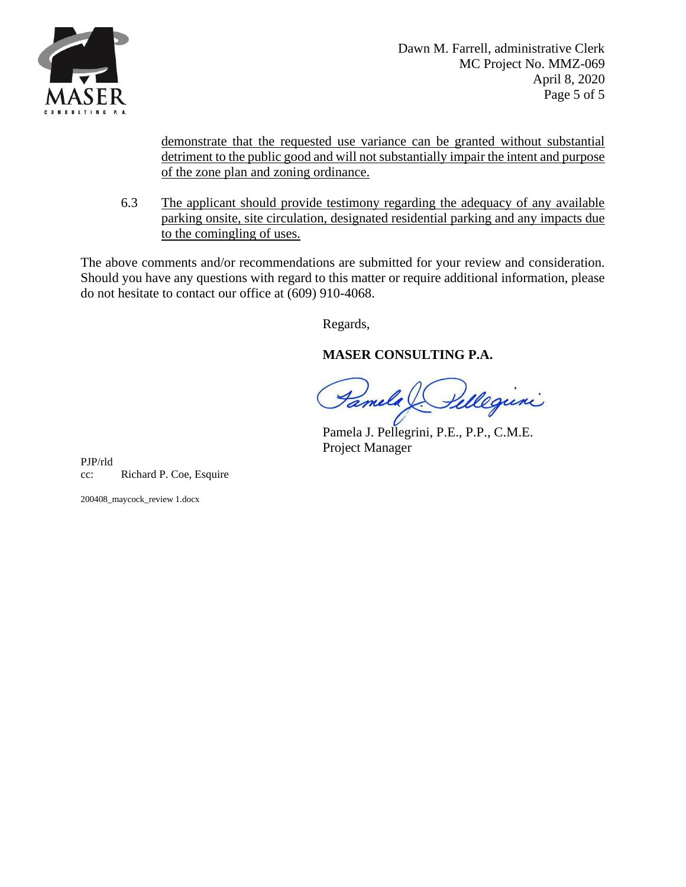demonstrate that the requested use variance can be granted without substantial detriment to the public good and will not substantially impair the intent and purpose of the zone plan and zoning ordinance.

6.3 The applicant should provide testimony regarding the adequacy of any available parking onsite, site circulation, designated residential parking and any impacts due to the comingling of uses.

The above comments and/or recommendations are submitted for your review and consideration. Should you have any questions with regard to this matter or require additional information, please do not hesitate to contact our office at (609) 910-4068.

Regards,

**MASER CONSULTING P.A.**

Pamela J. Pellegrini, P.E., P.P., C.M.E.
Project Manager

PJP/rld
cc: Richard P. Coe, Esquire

200408_maycock_review 1.docx